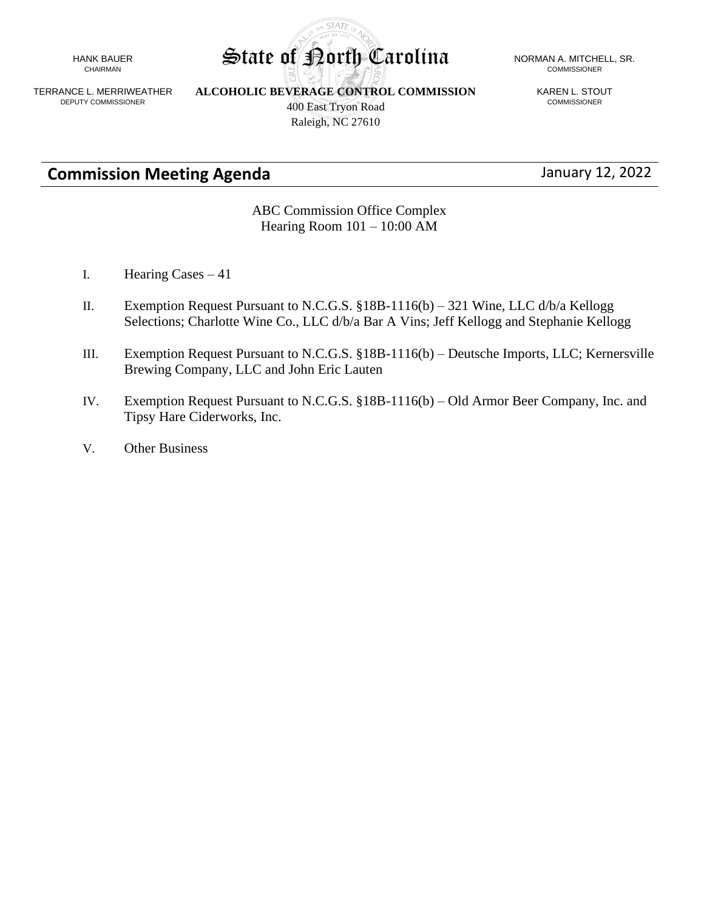HANK BAUER
CHAIRMAN

TERRANCE L. MERRIWEATHER
DEPUTY COMMISSIONER

# State of North Carolina

**ALCOHOLIC BEVERAGE CONTROL COMMISSION**
400 East Tryon Road
Raleigh, NC 27610

NORMAN A. MITCHELL, SR.
COMMISSIONER

KAREN L. STOUT
COMMISSIONER

## Commission Meeting Agenda

January 12, 2022

ABC Commission Office Complex
Hearing Room 101 – 10:00 AM

I. Hearing Cases – 41

II. Exemption Request Pursuant to N.C.G.S. §18B-1116(b) – 321 Wine, LLC d/b/a Kellogg Selections; Charlotte Wine Co., LLC d/b/a Bar A Vins; Jeff Kellogg and Stephanie Kellogg

III. Exemption Request Pursuant to N.C.G.S. §18B-1116(b) – Deutsche Imports, LLC; Kernersville Brewing Company, LLC and John Eric Lauten

IV. Exemption Request Pursuant to N.C.G.S. §18B-1116(b) – Old Armor Beer Company, Inc. and Tipsy Hare Ciderworks, Inc.

V. Other Business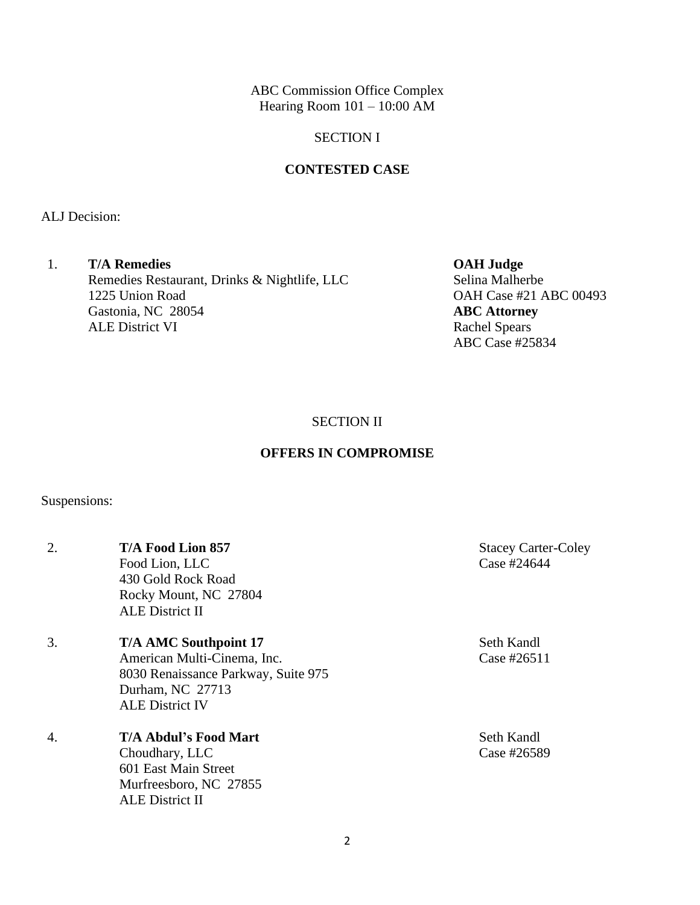ABC Commission Office Complex
Hearing Room 101 – 10:00 AM

SECTION I

**CONTESTED CASE**

ALJ Decision:

1. **T/A Remedies**
   Remedies Restaurant, Drinks & Nightlife, LLC
   1225 Union Road
   Gastonia, NC 28054
   ALE District VI

   **OAH Judge**
   Selina Malherbe
   OAH Case #21 ABC 00493
   **ABC Attorney**
   Rachel Spears
   ABC Case #25834

SECTION II

**OFFERS IN COMPROMISE**

Suspensions:

2. **T/A Food Lion 857**
   Food Lion, LLC
   430 Gold Rock Road
   Rocky Mount, NC 27804
   ALE District II

   Stacey Carter-Coley
   Case #24644

3. **T/A AMC Southpoint 17**
   American Multi-Cinema, Inc.
   8030 Renaissance Parkway, Suite 975
   Durham, NC 27713
   ALE District IV

   Seth Kandl
   Case #26511

4. **T/A Abdul's Food Mart**
   Choudhary, LLC
   601 East Main Street
   Murfreesboro, NC 27855
   ALE District II

   Seth Kandl
   Case #26589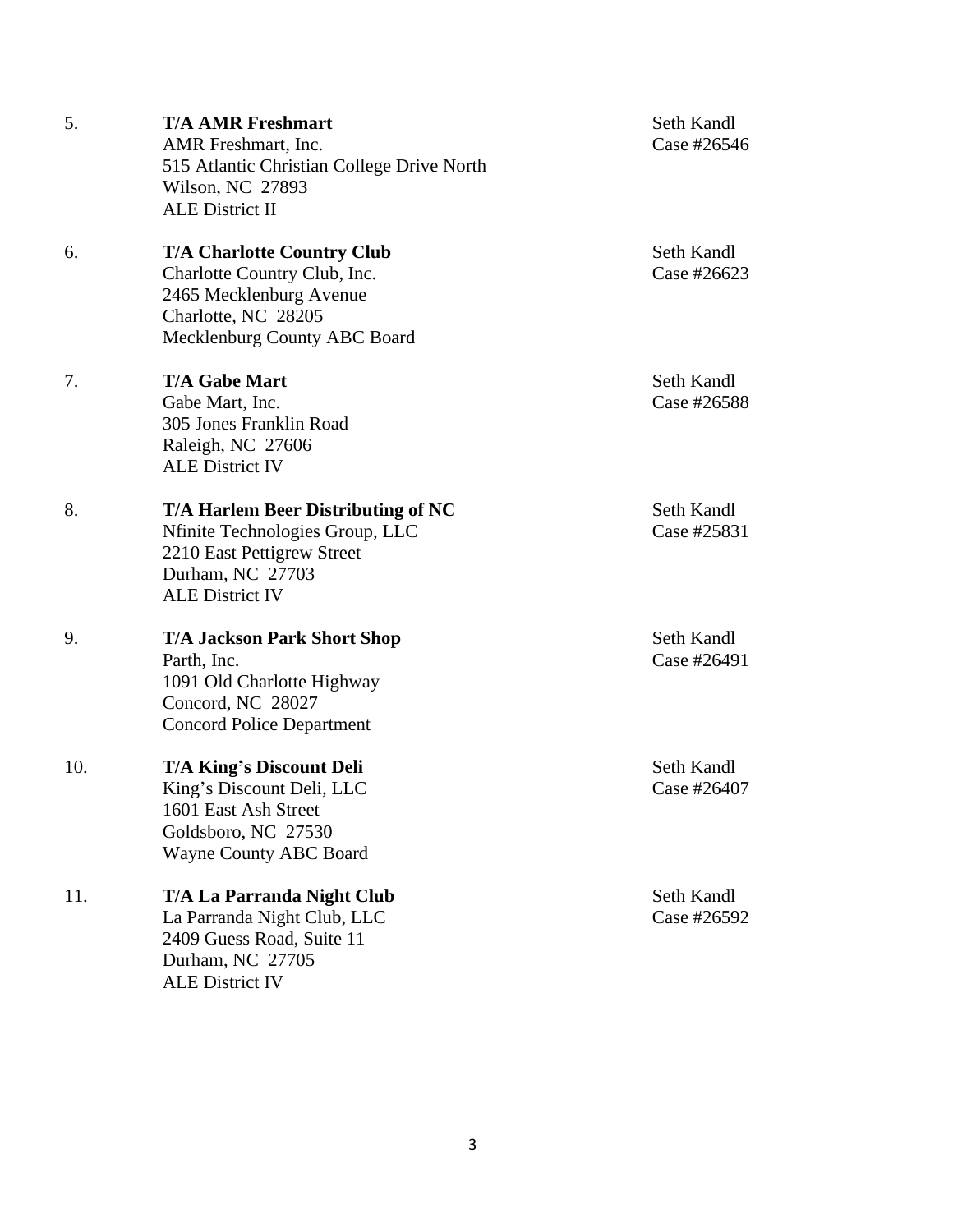5. **T/A AMR Freshmart**
   AMR Freshmart, Inc.
   515 Atlantic Christian College Drive North
   Wilson, NC 27893
   ALE District II

   Seth Kandl
   Case #26546

6. **T/A Charlotte Country Club**
   Charlotte Country Club, Inc.
   2465 Mecklenburg Avenue
   Charlotte, NC 28205
   Mecklenburg County ABC Board

   Seth Kandl
   Case #26623

7. **T/A Gabe Mart**
   Gabe Mart, Inc.
   305 Jones Franklin Road
   Raleigh, NC 27606
   ALE District IV

   Seth Kandl
   Case #26588

8. **T/A Harlem Beer Distributing of NC**
   Nfinite Technologies Group, LLC
   2210 East Pettigrew Street
   Durham, NC 27703
   ALE District IV

   Seth Kandl
   Case #25831

9. **T/A Jackson Park Short Shop**
   Parth, Inc.
   1091 Old Charlotte Highway
   Concord, NC 28027
   Concord Police Department

   Seth Kandl
   Case #26491

10. **T/A King's Discount Deli**
    King's Discount Deli, LLC
    1601 East Ash Street
    Goldsboro, NC 27530
    Wayne County ABC Board

    Seth Kandl
    Case #26407

11. **T/A La Parranda Night Club**
    La Parranda Night Club, LLC
    2409 Guess Road, Suite 11
    Durham, NC 27705
    ALE District IV

    Seth Kandl
    Case #26592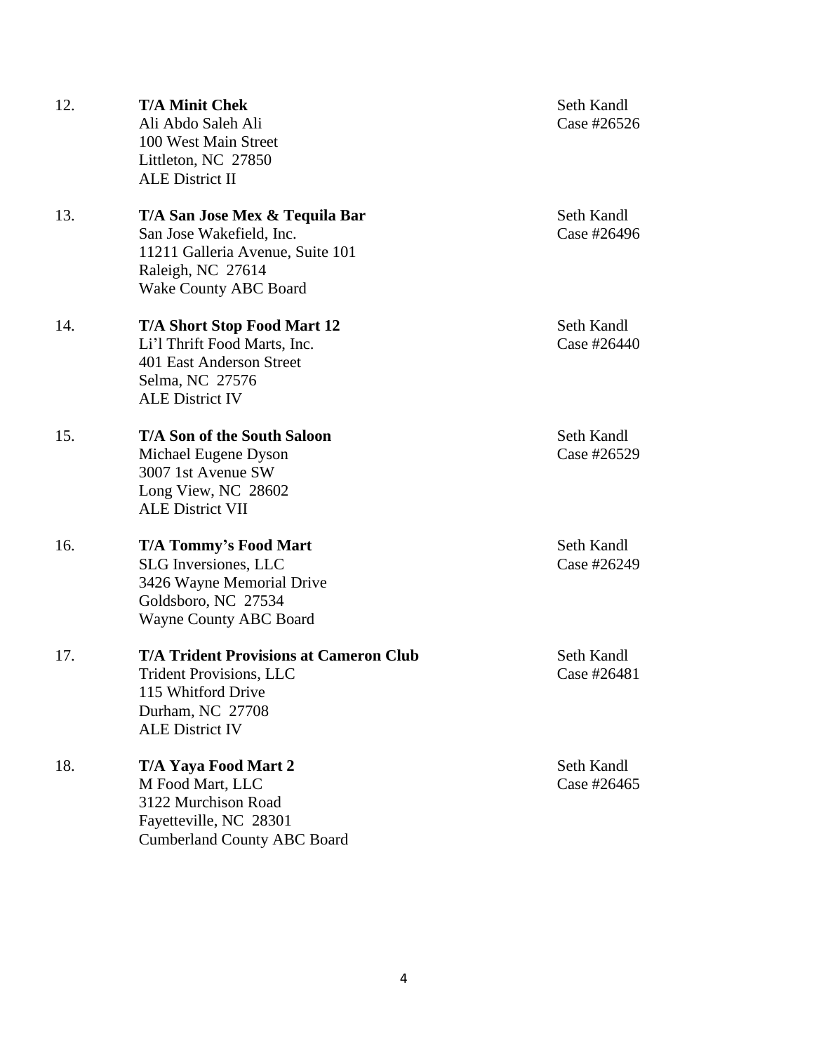12. **T/A Minit Chek**  
    Ali Abdo Saleh Ali  
    100 West Main Street  
    Littleton, NC 27850  
    ALE District II  
    Seth Kandl  
    Case #26526

13. **T/A San Jose Mex & Tequila Bar**  
    San Jose Wakefield, Inc.  
    11211 Galleria Avenue, Suite 101  
    Raleigh, NC 27614  
    Wake County ABC Board  
    Seth Kandl  
    Case #26496

14. **T/A Short Stop Food Mart 12**  
    Li'l Thrift Food Marts, Inc.  
    401 East Anderson Street  
    Selma, NC 27576  
    ALE District IV  
    Seth Kandl  
    Case #26440

15. **T/A Son of the South Saloon**  
    Michael Eugene Dyson  
    3007 1st Avenue SW  
    Long View, NC 28602  
    ALE District VII  
    Seth Kandl  
    Case #26529

16. **T/A Tommy's Food Mart**  
    SLG Inversiones, LLC  
    3426 Wayne Memorial Drive  
    Goldsboro, NC 27534  
    Wayne County ABC Board  
    Seth Kandl  
    Case #26249

17. **T/A Trident Provisions at Cameron Club**  
    Trident Provisions, LLC  
    115 Whitford Drive  
    Durham, NC 27708  
    ALE District IV  
    Seth Kandl  
    Case #26481

18. **T/A Yaya Food Mart 2**  
    M Food Mart, LLC  
    3122 Murchison Road  
    Fayetteville, NC 28301  
    Cumberland County ABC Board  
    Seth Kandl  
    Case #26465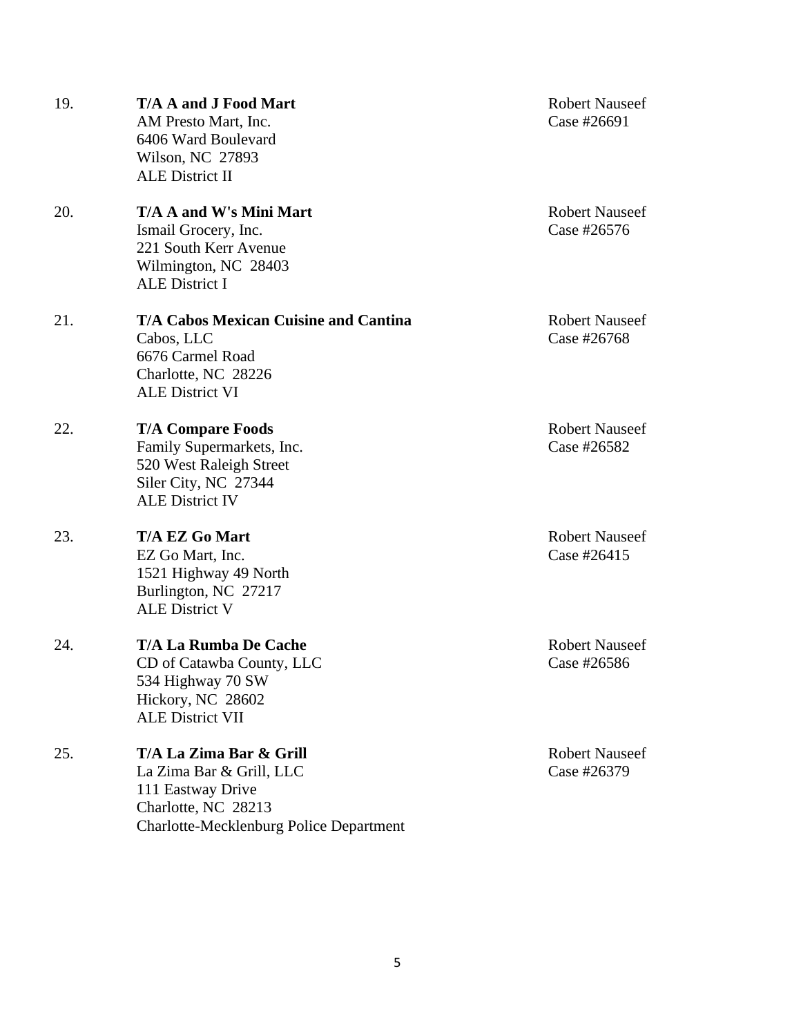19. **T/A A and J Food Mart**
    AM Presto Mart, Inc.
    6406 Ward Boulevard
    Wilson, NC 27893
    ALE District II

    Robert Nauseef
    Case #26691

20. **T/A A and W's Mini Mart**
    Ismail Grocery, Inc.
    221 South Kerr Avenue
    Wilmington, NC 28403
    ALE District I

    Robert Nauseef
    Case #26576

21. **T/A Cabos Mexican Cuisine and Cantina**
    Cabos, LLC
    6676 Carmel Road
    Charlotte, NC 28226
    ALE District VI

    Robert Nauseef
    Case #26768

22. **T/A Compare Foods**
    Family Supermarkets, Inc.
    520 West Raleigh Street
    Siler City, NC 27344
    ALE District IV

    Robert Nauseef
    Case #26582

23. **T/A EZ Go Mart**
    EZ Go Mart, Inc.
    1521 Highway 49 North
    Burlington, NC 27217
    ALE District V

    Robert Nauseef
    Case #26415

24. **T/A La Rumba De Cache**
    CD of Catawba County, LLC
    534 Highway 70 SW
    Hickory, NC 28602
    ALE District VII

    Robert Nauseef
    Case #26586

25. **T/A La Zima Bar & Grill**
    La Zima Bar & Grill, LLC
    111 Eastway Drive
    Charlotte, NC 28213
    Charlotte-Mecklenburg Police Department

    Robert Nauseef
    Case #26379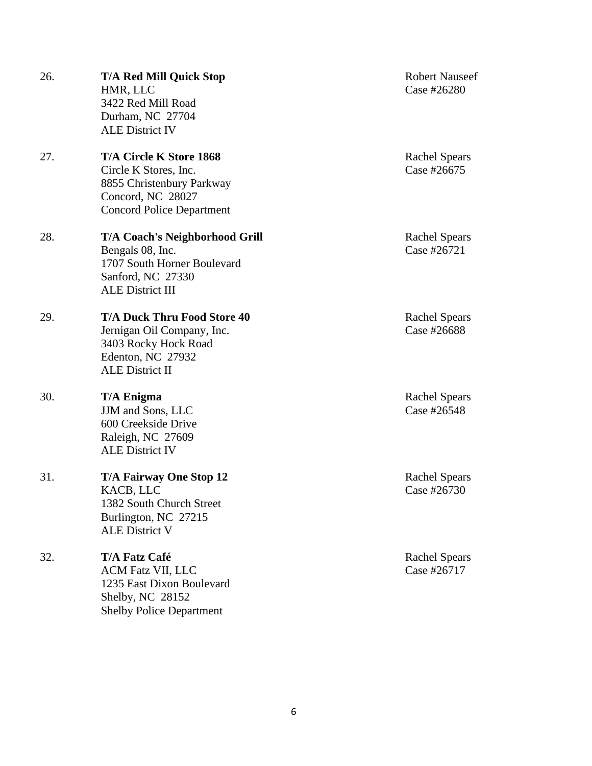26. **T/A Red Mill Quick Stop**
    HMR, LLC
    3422 Red Mill Road
    Durham, NC 27704
    ALE District IV

    Robert Nauseef
    Case #26280

27. **T/A Circle K Store 1868**
    Circle K Stores, Inc.
    8855 Christenbury Parkway
    Concord, NC 28027
    Concord Police Department

    Rachel Spears
    Case #26675

28. **T/A Coach's Neighborhood Grill**
    Bengals 08, Inc.
    1707 South Horner Boulevard
    Sanford, NC 27330
    ALE District III

    Rachel Spears
    Case #26721

29. **T/A Duck Thru Food Store 40**
    Jernigan Oil Company, Inc.
    3403 Rocky Hock Road
    Edenton, NC 27932
    ALE District II

    Rachel Spears
    Case #26688

30. **T/A Enigma**
    JJM and Sons, LLC
    600 Creekside Drive
    Raleigh, NC 27609
    ALE District IV

    Rachel Spears
    Case #26548

31. **T/A Fairway One Stop 12**
    KACB, LLC
    1382 South Church Street
    Burlington, NC 27215
    ALE District V

    Rachel Spears
    Case #26730

32. **T/A Fatz Café**
    ACM Fatz VII, LLC
    1235 East Dixon Boulevard
    Shelby, NC 28152
    Shelby Police Department

    Rachel Spears
    Case #26717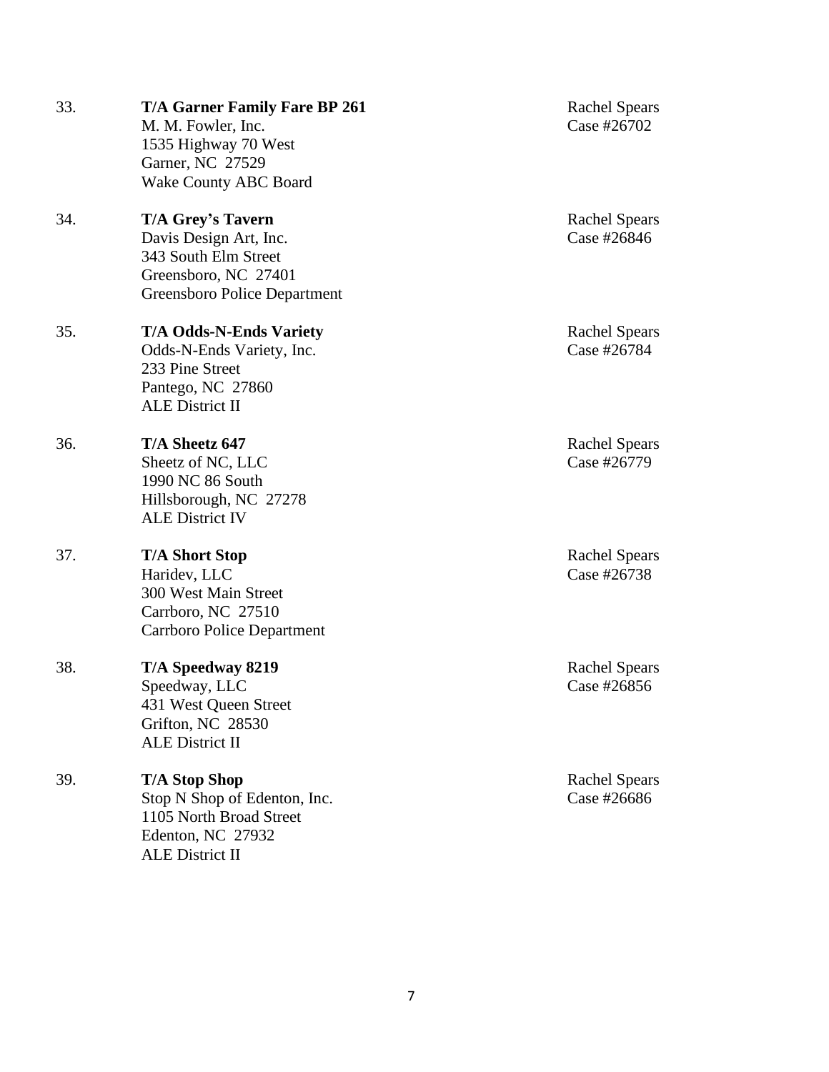33. **T/A Garner Family Fare BP 261**
    M. M. Fowler, Inc.
    1535 Highway 70 West
    Garner, NC 27529
    Wake County ABC Board

    Rachel Spears
    Case #26702

34. **T/A Grey's Tavern**
    Davis Design Art, Inc.
    343 South Elm Street
    Greensboro, NC 27401
    Greensboro Police Department

    Rachel Spears
    Case #26846

35. **T/A Odds-N-Ends Variety**
    Odds-N-Ends Variety, Inc.
    233 Pine Street
    Pantego, NC 27860
    ALE District II

    Rachel Spears
    Case #26784

36. **T/A Sheetz 647**
    Sheetz of NC, LLC
    1990 NC 86 South
    Hillsborough, NC 27278
    ALE District IV

    Rachel Spears
    Case #26779

37. **T/A Short Stop**
    Haridev, LLC
    300 West Main Street
    Carrboro, NC 27510
    Carrboro Police Department

    Rachel Spears
    Case #26738

38. **T/A Speedway 8219**
    Speedway, LLC
    431 West Queen Street
    Grifton, NC 28530
    ALE District II

    Rachel Spears
    Case #26856

39. **T/A Stop Shop**
    Stop N Shop of Edenton, Inc.
    1105 North Broad Street
    Edenton, NC 27932
    ALE District II

    Rachel Spears
    Case #26686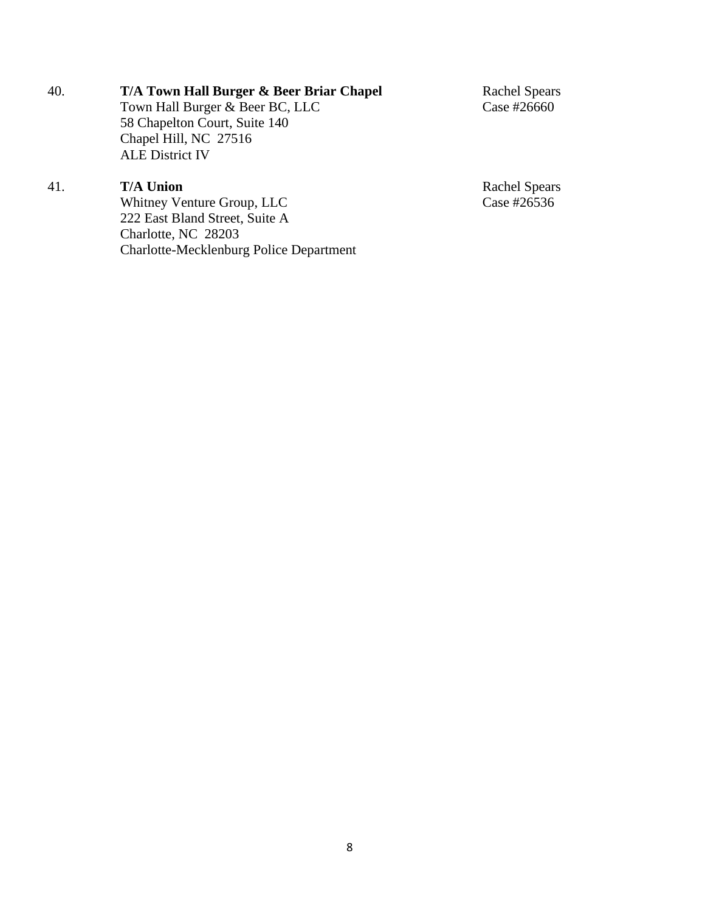40. **T/A Town Hall Burger & Beer Briar Chapel**
    Town Hall Burger & Beer BC, LLC
    58 Chapelton Court, Suite 140
    Chapel Hill, NC 27516
    ALE District IV

    Rachel Spears
    Case #26660

41. **T/A Union**
    Whitney Venture Group, LLC
    222 East Bland Street, Suite A
    Charlotte, NC 28203
    Charlotte-Mecklenburg Police Department

    Rachel Spears
    Case #26536